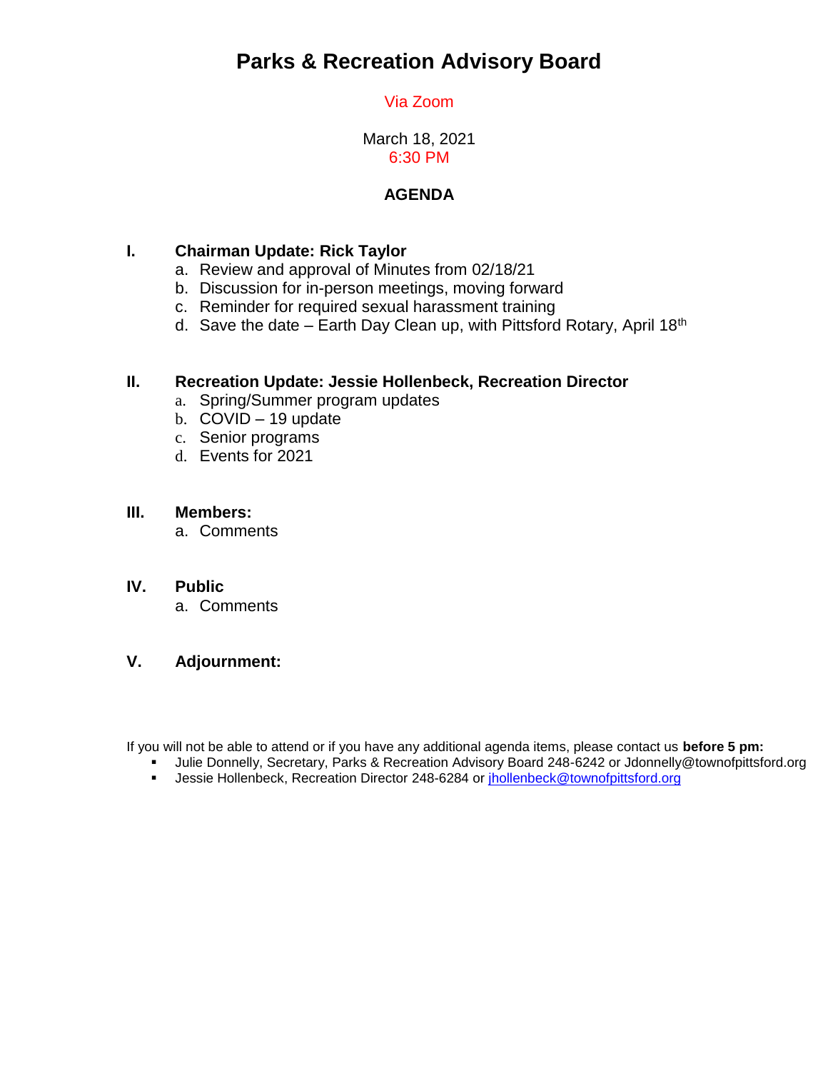# Parks & Recreation Advisory Board

Via Zoom

March 18, 2021
6:30 PM

## AGENDA

**I. Chairman Update: Rick Taylor**

a. Review and approval of Minutes from 02/18/21
b. Discussion for in-person meetings, moving forward
c. Reminder for required sexual harassment training
d. Save the date – Earth Day Clean up, with Pittsford Rotary, April 18th

**II. Recreation Update: Jessie Hollenbeck, Recreation Director**

a. Spring/Summer program updates
b. COVID – 19 update
c. Senior programs
d. Events for 2021

**III. Members:**

a. Comments

**IV. Public**

a. Comments

**V. Adjournment:**

If you will not be able to attend or if you have any additional agenda items, please contact us **before 5 pm:**

- Julie Donnelly, Secretary, Parks & Recreation Advisory Board 248-6242 or Jdonnelly@townofpittsford.org
- Jessie Hollenbeck, Recreation Director 248-6284 or jhollenbeck@townofpittsford.org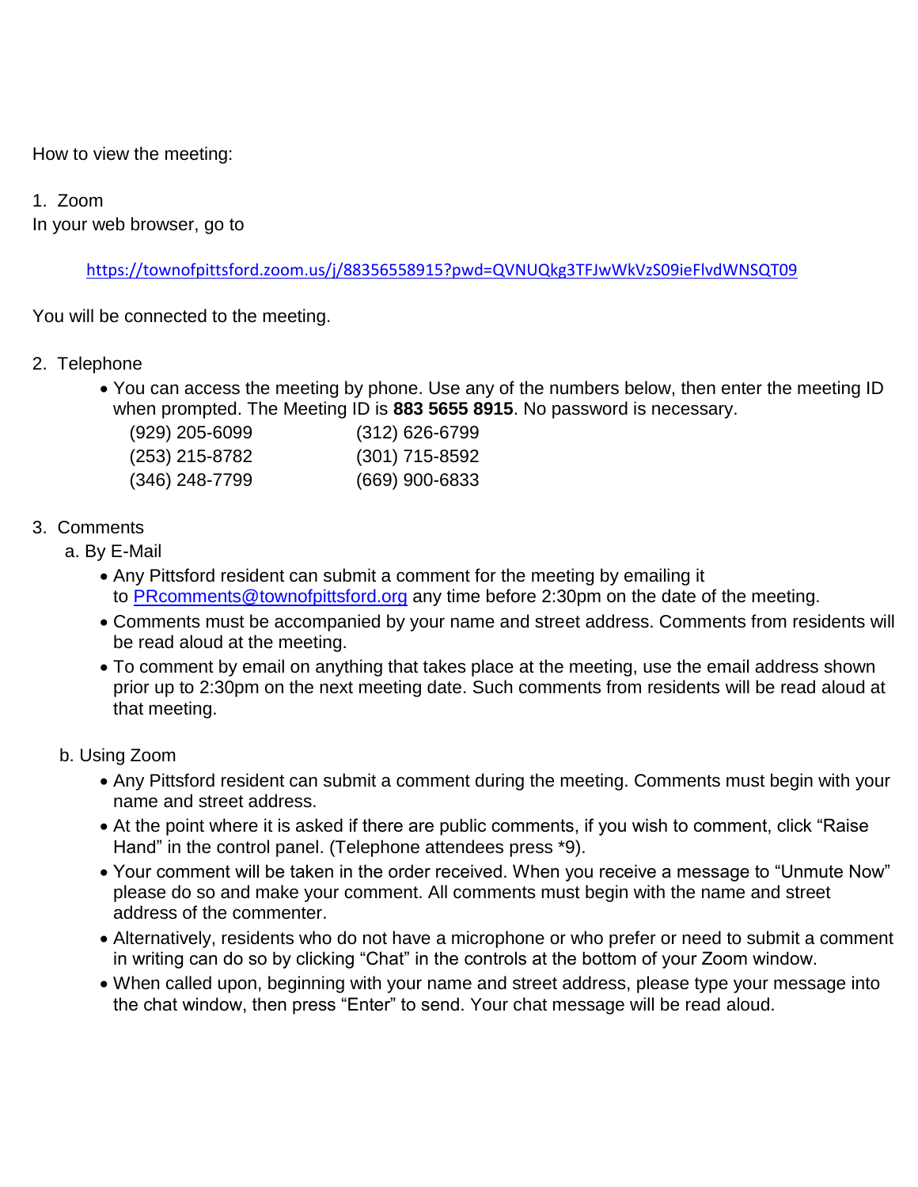How to view the meeting:

1. Zoom

In your web browser, go to

https://townofpittsford.zoom.us/j/88356558915?pwd=QVNUQkg3TFJwWkVzS09ieFlvdWNSQT09

You will be connected to the meeting.

2. Telephone
   - You can access the meeting by phone. Use any of the numbers below, then enter the meeting ID when prompted. The Meeting ID is **883 5655 8915**. No password is necessary.

| | |
|---|---|
| (929) 205-6099 | (312) 626-6799 |
| (253) 215-8782 | (301) 715-8592 |
| (346) 248-7799 | (669) 900-6833 |

3. Comments

   a. By E-Mail

   - Any Pittsford resident can submit a comment for the meeting by emailing it to PRcomments@townofpittsford.org any time before 2:30pm on the date of the meeting.
   - Comments must be accompanied by your name and street address. Comments from residents will be read aloud at the meeting.
   - To comment by email on anything that takes place at the meeting, use the email address shown prior up to 2:30pm on the next meeting date. Such comments from residents will be read aloud at that meeting.

   b. Using Zoom

   - Any Pittsford resident can submit a comment during the meeting. Comments must begin with your name and street address.
   - At the point where it is asked if there are public comments, if you wish to comment, click "Raise Hand" in the control panel. (Telephone attendees press *9).
   - Your comment will be taken in the order received. When you receive a message to "Unmute Now" please do so and make your comment. All comments must begin with the name and street address of the commenter.
   - Alternatively, residents who do not have a microphone or who prefer or need to submit a comment in writing can do so by clicking "Chat" in the controls at the bottom of your Zoom window.
   - When called upon, beginning with your name and street address, please type your message into the chat window, then press "Enter" to send. Your chat message will be read aloud.